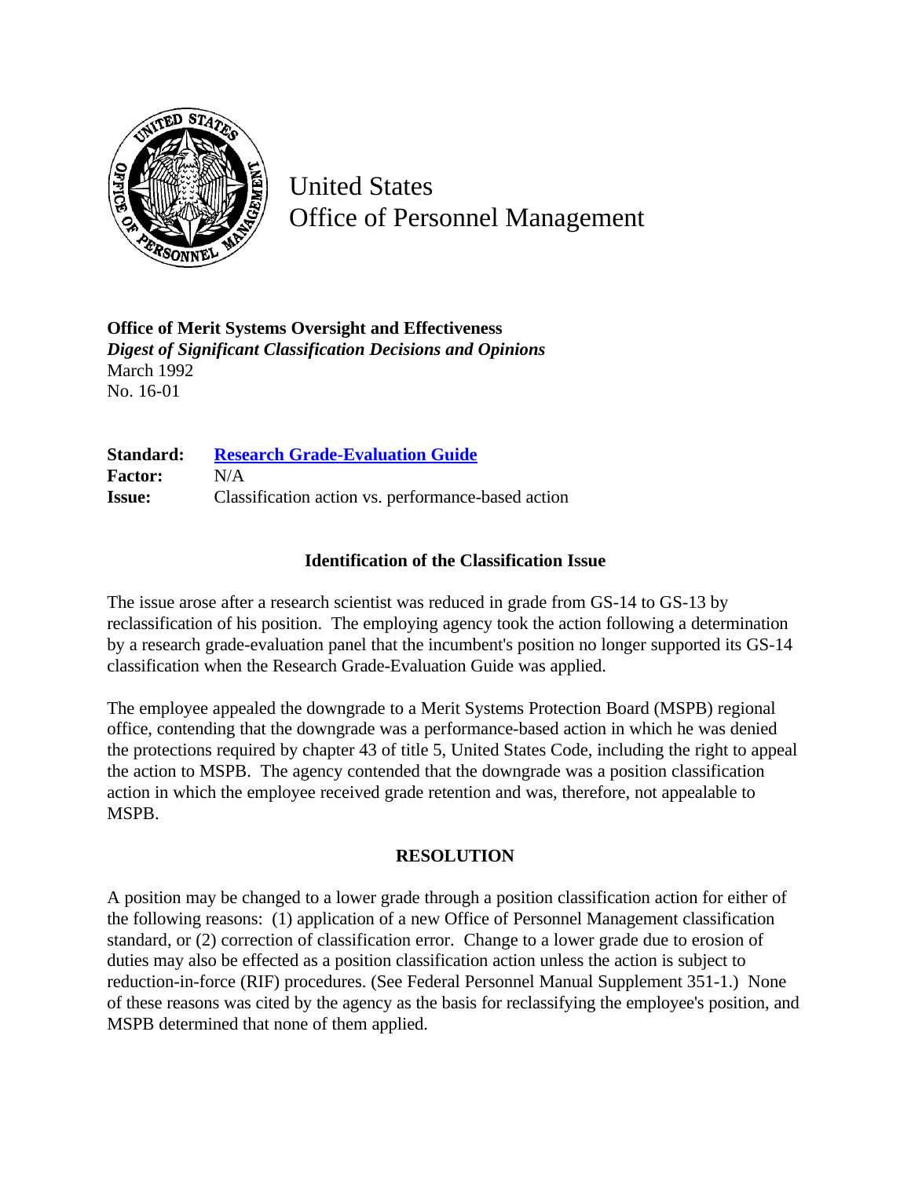United States
Office of Personnel Management

**Office of Merit Systems Oversight and Effectiveness**
***Digest of Significant Classification Decisions and Opinions***
March 1992
No. 16-01

**Standard:** **Research Grade-Evaluation Guide**
**Factor:** N/A
**Issue:** Classification action vs. performance-based action

## Identification of the Classification Issue

The issue arose after a research scientist was reduced in grade from GS-14 to GS-13 by reclassification of his position. The employing agency took the action following a determination by a research grade-evaluation panel that the incumbent's position no longer supported its GS-14 classification when the Research Grade-Evaluation Guide was applied.

The employee appealed the downgrade to a Merit Systems Protection Board (MSPB) regional office, contending that the downgrade was a performance-based action in which he was denied the protections required by chapter 43 of title 5, United States Code, including the right to appeal the action to MSPB. The agency contended that the downgrade was a position classification action in which the employee received grade retention and was, therefore, not appealable to MSPB.

## RESOLUTION

A position may be changed to a lower grade through a position classification action for either of the following reasons: (1) application of a new Office of Personnel Management classification standard, or (2) correction of classification error. Change to a lower grade due to erosion of duties may also be effected as a position classification action unless the action is subject to reduction-in-force (RIF) procedures. (See Federal Personnel Manual Supplement 351-1.) None of these reasons was cited by the agency as the basis for reclassifying the employee's position, and MSPB determined that none of them applied.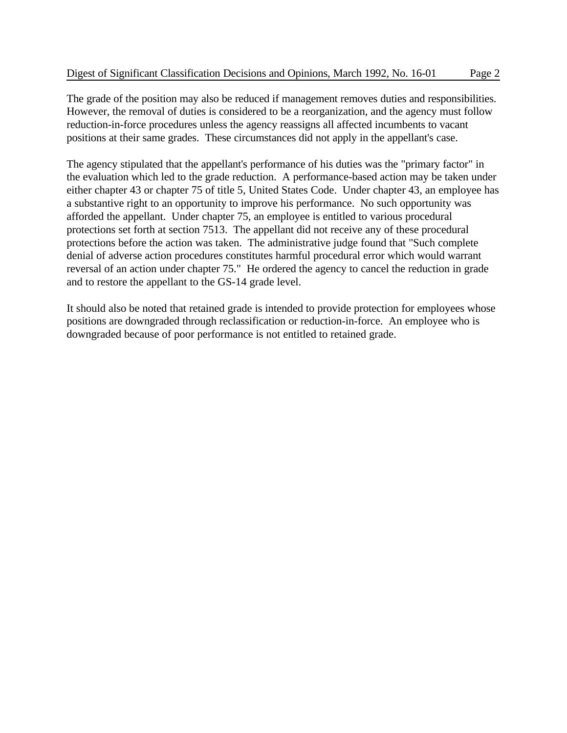The grade of the position may also be reduced if management removes duties and responsibilities. However, the removal of duties is considered to be a reorganization, and the agency must follow reduction-in-force procedures unless the agency reassigns all affected incumbents to vacant positions at their same grades. These circumstances did not apply in the appellant's case.

The agency stipulated that the appellant's performance of his duties was the "primary factor" in the evaluation which led to the grade reduction. A performance-based action may be taken under either chapter 43 or chapter 75 of title 5, United States Code. Under chapter 43, an employee has a substantive right to an opportunity to improve his performance. No such opportunity was afforded the appellant. Under chapter 75, an employee is entitled to various procedural protections set forth at section 7513. The appellant did not receive any of these procedural protections before the action was taken. The administrative judge found that "Such complete denial of adverse action procedures constitutes harmful procedural error which would warrant reversal of an action under chapter 75." He ordered the agency to cancel the reduction in grade and to restore the appellant to the GS-14 grade level.

It should also be noted that retained grade is intended to provide protection for employees whose positions are downgraded through reclassification or reduction-in-force. An employee who is downgraded because of poor performance is not entitled to retained grade.